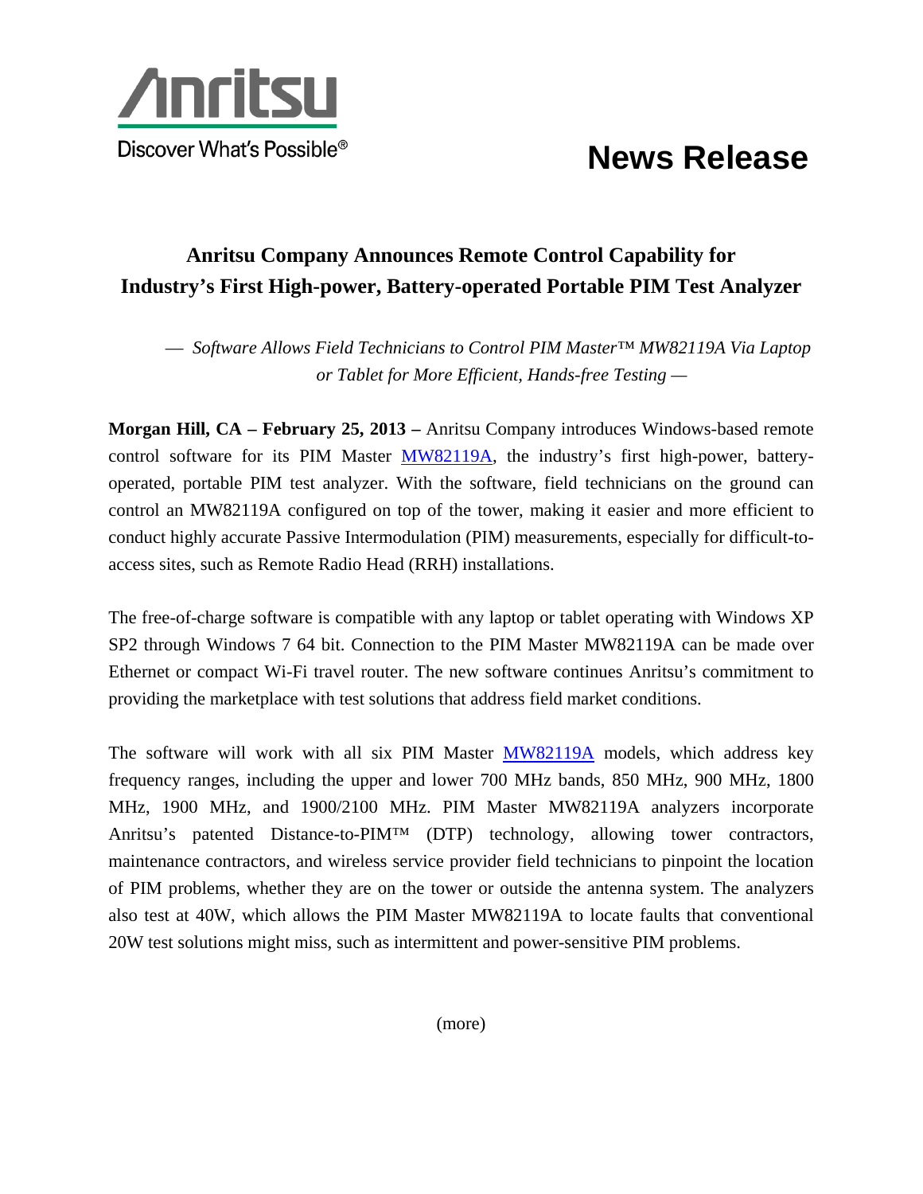Anritsu

Discover What's Possible®

# News Release

## Anritsu Company Announces Remote Control Capability for Industry's First High-power, Battery-operated Portable PIM Test Analyzer

*— Software Allows Field Technicians to Control PIM Master™ MW82119A Via Laptop or Tablet for More Efficient, Hands-free Testing —*

**Morgan Hill, CA – February 25, 2013 –** Anritsu Company introduces Windows-based remote control software for its PIM Master MW82119A, the industry's first high-power, battery-operated, portable PIM test analyzer. With the software, field technicians on the ground can control an MW82119A configured on top of the tower, making it easier and more efficient to conduct highly accurate Passive Intermodulation (PIM) measurements, especially for difficult-to-access sites, such as Remote Radio Head (RRH) installations.

The free-of-charge software is compatible with any laptop or tablet operating with Windows XP SP2 through Windows 7 64 bit. Connection to the PIM Master MW82119A can be made over Ethernet or compact Wi-Fi travel router. The new software continues Anritsu's commitment to providing the marketplace with test solutions that address field market conditions.

The software will work with all six PIM Master MW82119A models, which address key frequency ranges, including the upper and lower 700 MHz bands, 850 MHz, 900 MHz, 1800 MHz, 1900 MHz, and 1900/2100 MHz. PIM Master MW82119A analyzers incorporate Anritsu's patented Distance-to-PIM™ (DTP) technology, allowing tower contractors, maintenance contractors, and wireless service provider field technicians to pinpoint the location of PIM problems, whether they are on the tower or outside the antenna system. The analyzers also test at 40W, which allows the PIM Master MW82119A to locate faults that conventional 20W test solutions might miss, such as intermittent and power-sensitive PIM problems.

(more)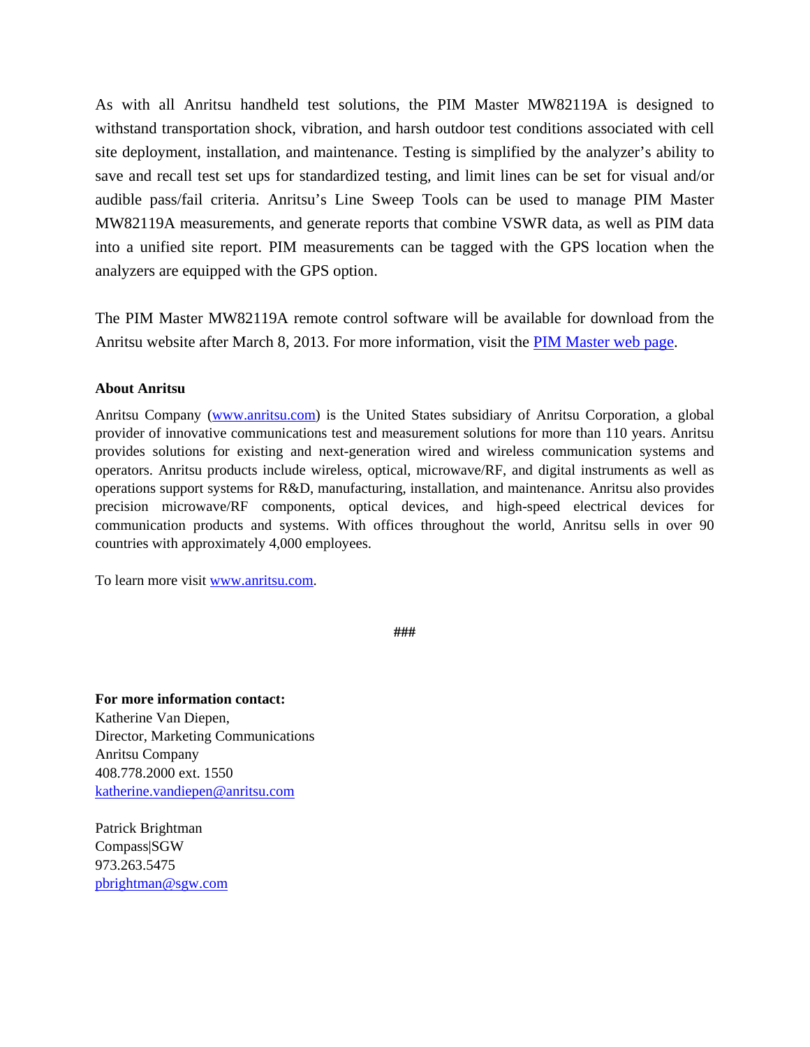As with all Anritsu handheld test solutions, the PIM Master MW82119A is designed to withstand transportation shock, vibration, and harsh outdoor test conditions associated with cell site deployment, installation, and maintenance. Testing is simplified by the analyzer's ability to save and recall test set ups for standardized testing, and limit lines can be set for visual and/or audible pass/fail criteria. Anritsu's Line Sweep Tools can be used to manage PIM Master MW82119A measurements, and generate reports that combine VSWR data, as well as PIM data into a unified site report. PIM measurements can be tagged with the GPS location when the analyzers are equipped with the GPS option.

The PIM Master MW82119A remote control software will be available for download from the Anritsu website after March 8, 2013. For more information, visit the PIM Master web page.

**About Anritsu**

Anritsu Company (www.anritsu.com) is the United States subsidiary of Anritsu Corporation, a global provider of innovative communications test and measurement solutions for more than 110 years. Anritsu provides solutions for existing and next-generation wired and wireless communication systems and operators. Anritsu products include wireless, optical, microwave/RF, and digital instruments as well as operations support systems for R&D, manufacturing, installation, and maintenance. Anritsu also provides precision microwave/RF components, optical devices, and high-speed electrical devices for communication products and systems. With offices throughout the world, Anritsu sells in over 90 countries with approximately 4,000 employees.

To learn more visit www.anritsu.com.

###

**For more information contact:**
Katherine Van Diepen,
Director, Marketing Communications
Anritsu Company
408.778.2000 ext. 1550
katherine.vandiepen@anritsu.com

Patrick Brightman
Compass|SGW
973.263.5475
pbrightman@sgw.com